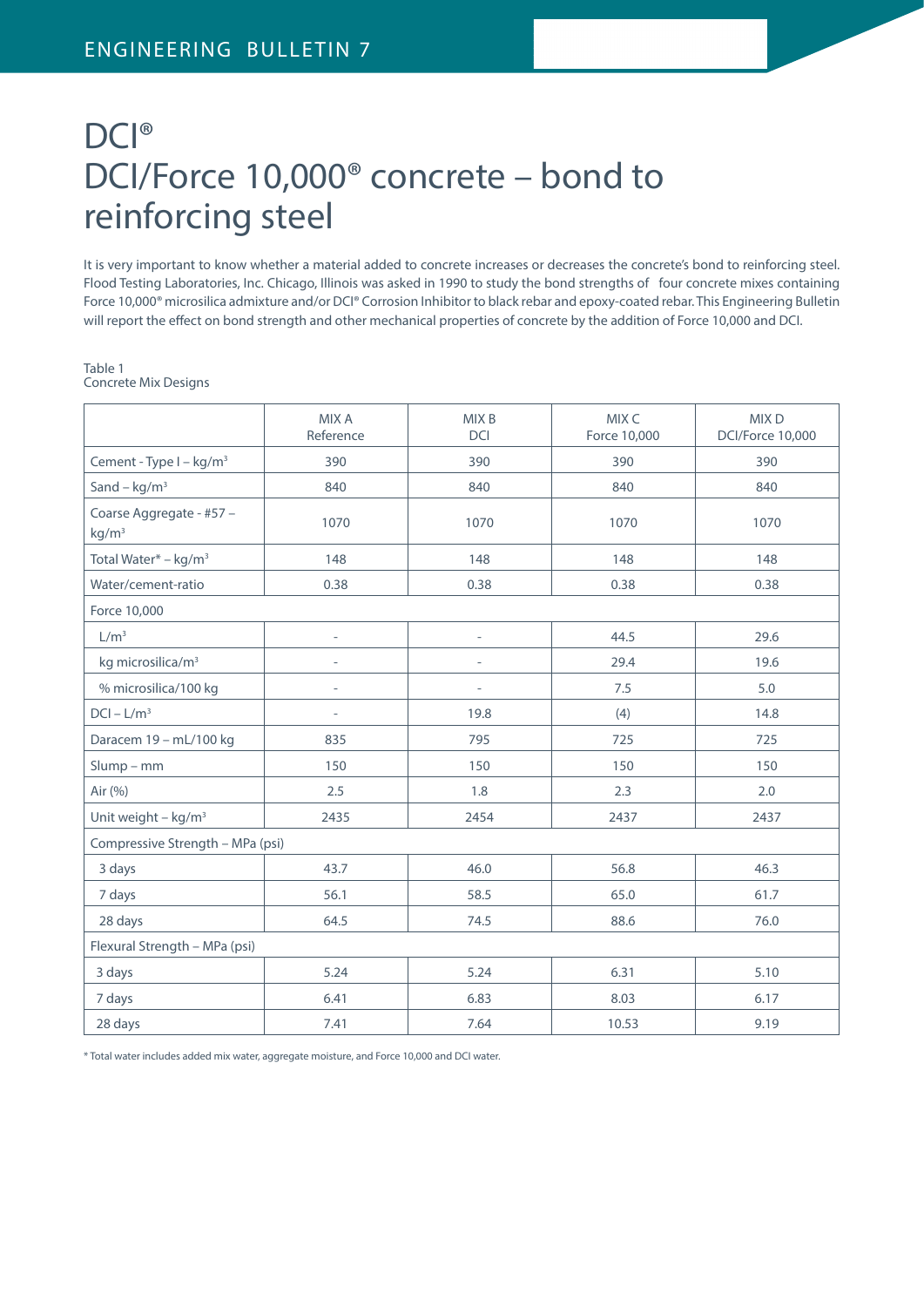# DCI®

# DCI/Force 10,000® concrete – bond to reinforcing steel

It is very important to know whether a material added to concrete increases or decreases the concrete's bond to reinforcing steel. Flood Testing Laboratories, Inc. Chicago, Illinois was asked in 1990 to study the bond strengths of four concrete mixes containing Force 10,000® microsilica admixture and/or DCI® Corrosion Inhibitor to black rebar and epoxy-coated rebar. This Engineering Bulletin will report the effect on bond strength and other mechanical properties of concrete by the addition of Force 10,000 and DCI.

Table 1
Concrete Mix Designs

| | MIX A Reference | MIX B DCI | MIX C Force 10,000 | MIX D DCI/Force 10,000 |
|---|---|---|---|---|
| Cement - Type I – kg/m³ | 390 | 390 | 390 | 390 |
| Sand – kg/m³ | 840 | 840 | 840 | 840 |
| Coarse Aggregate - #57 – kg/m³ | 1070 | 1070 | 1070 | 1070 |
| Total Water* – kg/m³ | 148 | 148 | 148 | 148 |
| Water/cement-ratio | 0.38 | 0.38 | 0.38 | 0.38 |
| Force 10,000 | | | | |
| L/m³ | - | - | 44.5 | 29.6 |
| kg microsilica/m³ | - | - | 29.4 | 19.6 |
| % microsilica/100 kg | - | - | 7.5 | 5.0 |
| DCI – L/m³ | - | 19.8 | (4) | 14.8 |
| Daracem 19 – mL/100 kg | 835 | 795 | 725 | 725 |
| Slump – mm | 150 | 150 | 150 | 150 |
| Air (%) | 2.5 | 1.8 | 2.3 | 2.0 |
| Unit weight – kg/m³ | 2435 | 2454 | 2437 | 2437 |
| Compressive Strength – MPa (psi) | | | | |
| 3 days | 43.7 | 46.0 | 56.8 | 46.3 |
| 7 days | 56.1 | 58.5 | 65.0 | 61.7 |
| 28 days | 64.5 | 74.5 | 88.6 | 76.0 |
| Flexural Strength – MPa (psi) | | | | |
| 3 days | 5.24 | 5.24 | 6.31 | 5.10 |
| 7 days | 6.41 | 6.83 | 8.03 | 6.17 |
| 28 days | 7.41 | 7.64 | 10.53 | 9.19 |

* Total water includes added mix water, aggregate moisture, and Force 10,000 and DCI water.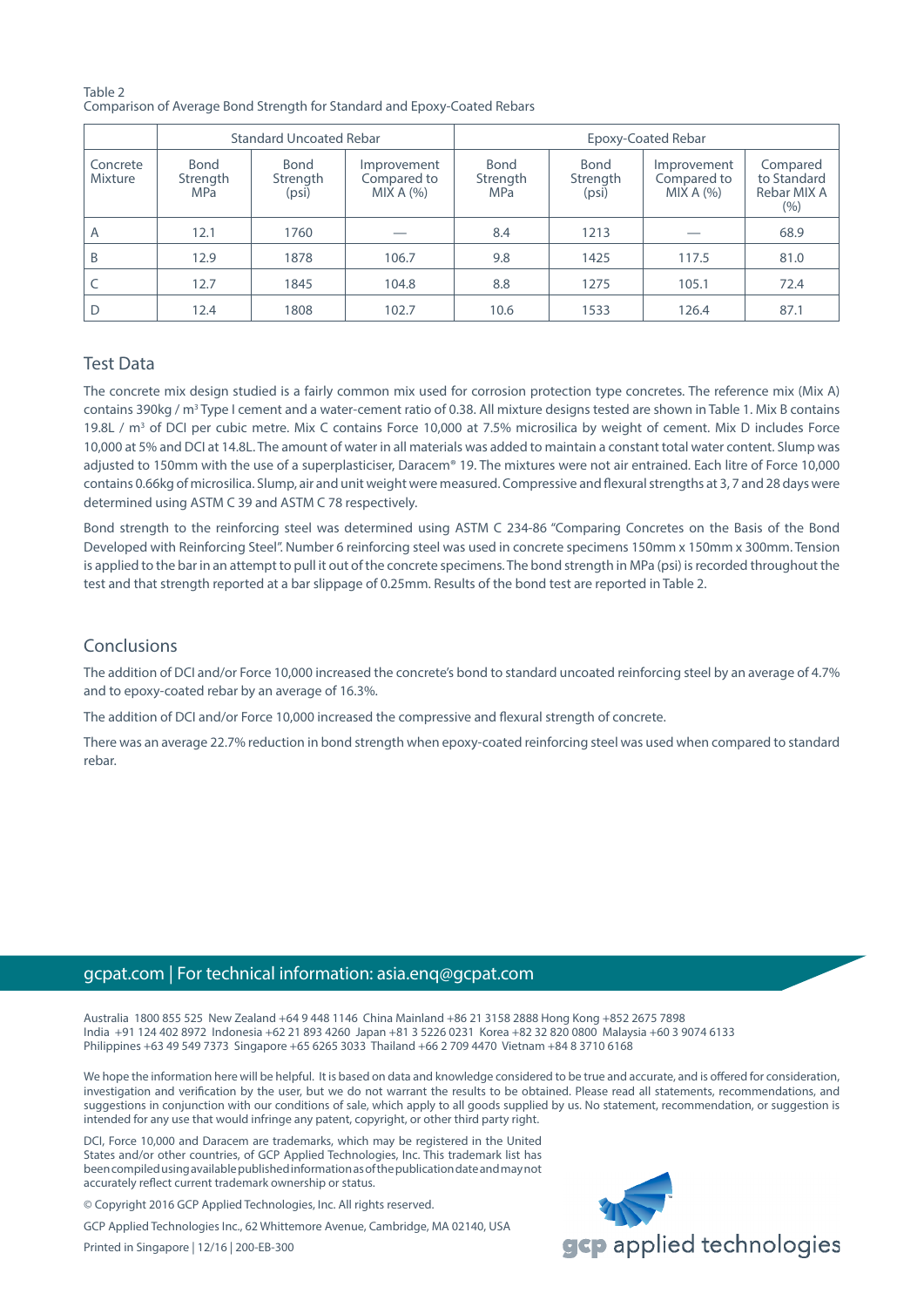Table 2
Comparison of Average Bond Strength for Standard and Epoxy-Coated Rebars

| | Standard Uncoated Rebar | | | Epoxy-Coated Rebar | | | |
|---|---|---|---|---|---|---|---|
| Concrete Mixture | Bond Strength MPa | Bond Strength (psi) | Improvement Compared to MIX A (%) | Bond Strength MPa | Bond Strength (psi) | Improvement Compared to MIX A (%) | Compared to Standard Rebar MIX A (%) |
| A | 12.1 | 1760 | — | 8.4 | 1213 | — | 68.9 |
| B | 12.9 | 1878 | 106.7 | 9.8 | 1425 | 117.5 | 81.0 |
| C | 12.7 | 1845 | 104.8 | 8.8 | 1275 | 105.1 | 72.4 |
| D | 12.4 | 1808 | 102.7 | 10.6 | 1533 | 126.4 | 87.1 |

## Test Data

The concrete mix design studied is a fairly common mix used for corrosion protection type concretes. The reference mix (Mix A) contains 390kg / $m^3$ Type I cement and a water-cement ratio of 0.38. All mixture designs tested are shown in Table 1. Mix B contains 19.8L / $m^3$ of DCI per cubic metre. Mix C contains Force 10,000 at 7.5% microsilica by weight of cement. Mix D includes Force 10,000 at 5% and DCI at 14.8L. The amount of water in all materials was added to maintain a constant total water content. Slump was adjusted to 150mm with the use of a superplasticiser, Daracem® 19. The mixtures were not air entrained. Each litre of Force 10,000 contains 0.66kg of microsilica. Slump, air and unit weight were measured. Compressive and flexural strengths at 3, 7 and 28 days were determined using ASTM C 39 and ASTM C 78 respectively.

Bond strength to the reinforcing steel was determined using ASTM C 234-86 "Comparing Concretes on the Basis of the Bond Developed with Reinforcing Steel". Number 6 reinforcing steel was used in concrete specimens 150mm x 150mm x 300mm. Tension is applied to the bar in an attempt to pull it out of the concrete specimens. The bond strength in MPa (psi) is recorded throughout the test and that strength reported at a bar slippage of 0.25mm. Results of the bond test are reported in Table 2.

## Conclusions

The addition of DCI and/or Force 10,000 increased the concrete's bond to standard uncoated reinforcing steel by an average of 4.7% and to epoxy-coated rebar by an average of 16.3%.

The addition of DCI and/or Force 10,000 increased the compressive and flexural strength of concrete.

There was an average 22.7% reduction in bond strength when epoxy-coated reinforcing steel was used when compared to standard rebar.

gcpat.com | For technical information: asia.enq@gcpat.com

Australia 1800 855 525 New Zealand +64 9 448 1146 China Mainland +86 21 3158 2888 Hong Kong +852 2675 7898
India +91 124 402 8972 Indonesia +62 21 893 4260 Japan +81 3 5226 0231 Korea +82 32 820 0800 Malaysia +60 3 9074 6133
Philippines +63 49 549 7373 Singapore +65 6265 3033 Thailand +66 2 709 4470 Vietnam +84 8 3710 6168

We hope the information here will be helpful. It is based on data and knowledge considered to be true and accurate, and is offered for consideration, investigation and verification by the user, but we do not warrant the results to be obtained. Please read all statements, recommendations, and suggestions in conjunction with our conditions of sale, which apply to all goods supplied by us. No statement, recommendation, or suggestion is intended for any use that would infringe any patent, copyright, or other third party right.

DCI, Force 10,000 and Daracem are trademarks, which may be registered in the United States and/or other countries, of GCP Applied Technologies, Inc. This trademark list has been compiled using available published information as of the publication date and may not accurately reflect current trademark ownership or status.

© Copyright 2016 GCP Applied Technologies, Inc. All rights reserved.

GCP Applied Technologies Inc., 62 Whittemore Avenue, Cambridge, MA 02140, USA

Printed in Singapore | 12/16 | 200-EB-300

gcp applied technologies